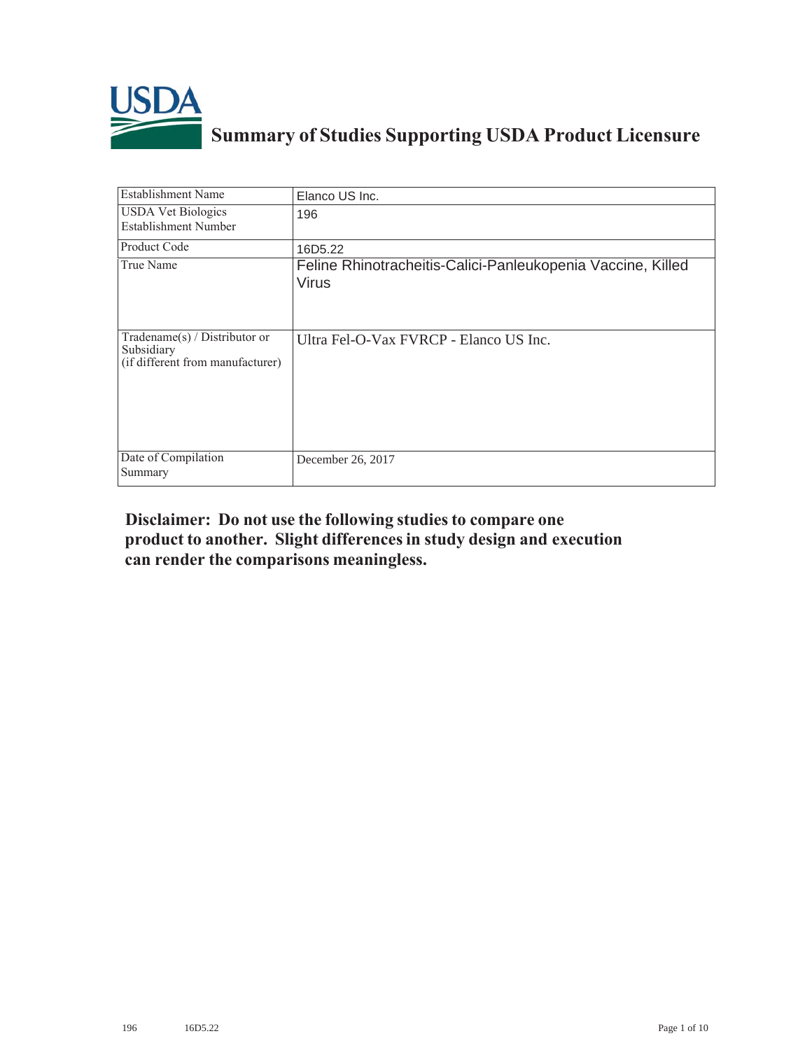# USDA Summary of Studies Supporting USDA Product Licensure

| Establishment Name | Elanco US Inc. |
|---|---|
| USDA Vet Biologics Establishment Number | 196 |
| Product Code | 16D5.22 |
| True Name | Feline Rhinotracheitis-Calici-Panleukopenia Vaccine, Killed Virus |
| Tradename(s) / Distributor or Subsidiary (if different from manufacturer) | Ultra Fel-O-Vax FVRCP - Elanco US Inc. |
| Date of Compilation Summary | December 26, 2017 |

**Disclaimer: Do not use the following studies to compare one product to another. Slight differences in study design and execution can render the comparisons meaningless.**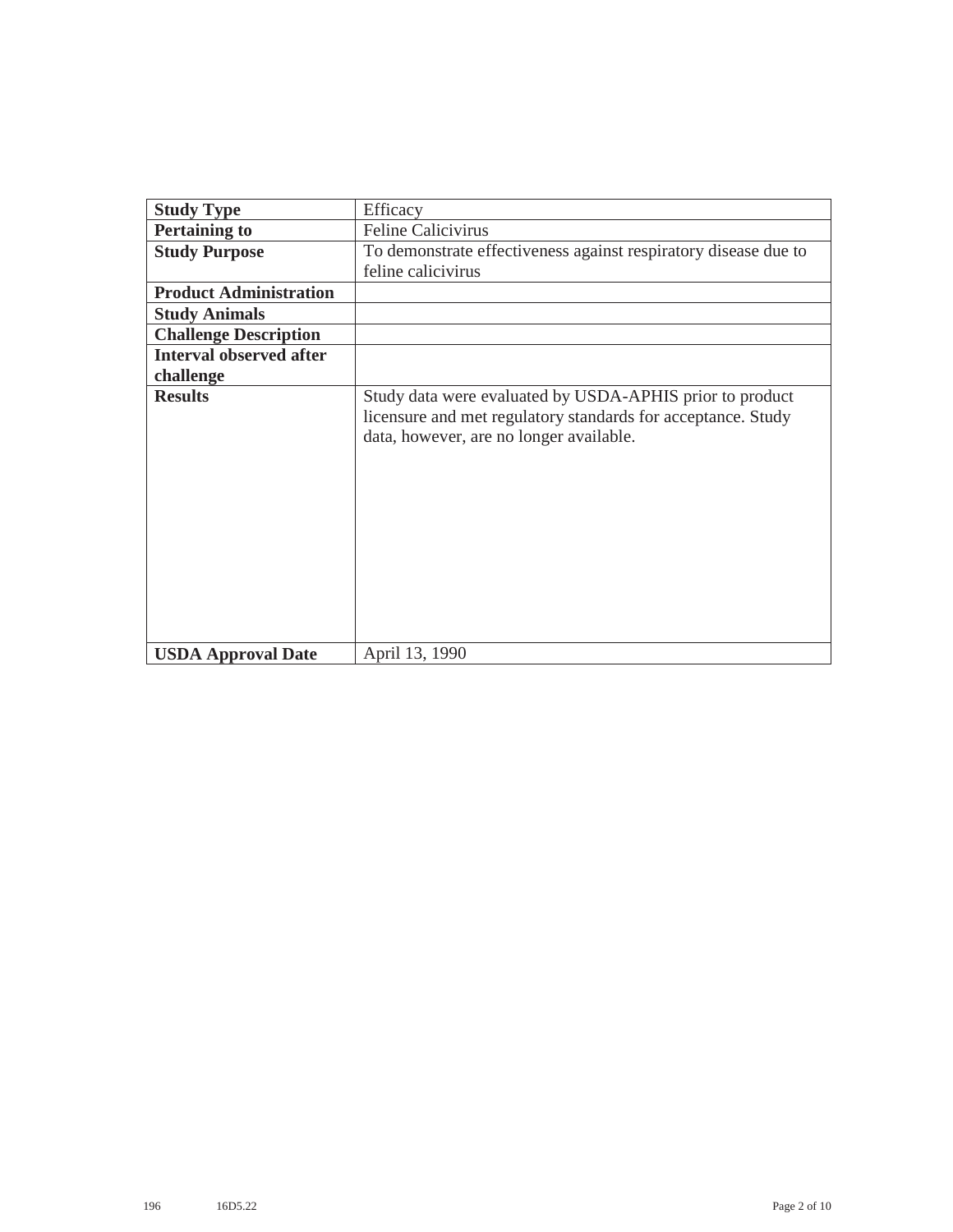| | |
|---|---|
| **Study Type** | Efficacy |
| **Pertaining to** | Feline Calicivirus |
| **Study Purpose** | To demonstrate effectiveness against respiratory disease due to feline calicivirus |
| **Product Administration** | |
| **Study Animals** | |
| **Challenge Description** | |
| **Interval observed after challenge** | |
| **Results** | Study data were evaluated by USDA-APHIS prior to product licensure and met regulatory standards for acceptance. Study data, however, are no longer available. |
| **USDA Approval Date** | April 13, 1990 |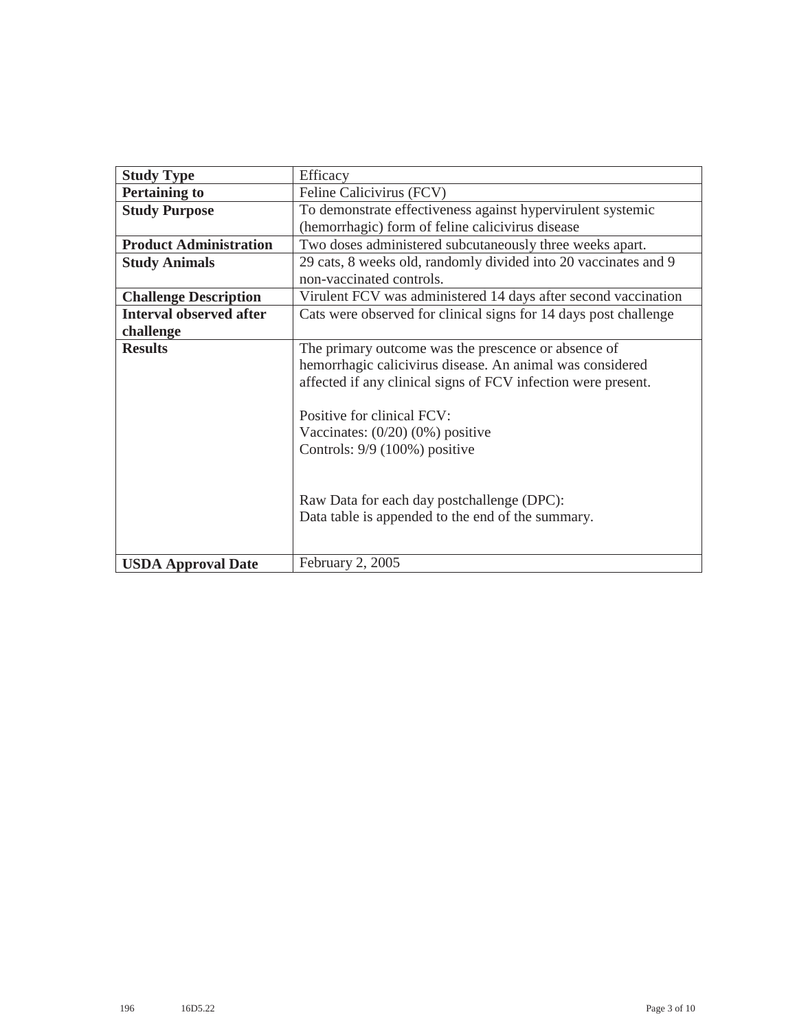| Study Type | Efficacy |
|---|---|
| **Pertaining to** | Feline Calicivirus (FCV) |
| **Study Purpose** | To demonstrate effectiveness against hypervirulent systemic (hemorrhagic) form of feline calicivirus disease |
| **Product Administration** | Two doses administered subcutaneously three weeks apart. |
| **Study Animals** | 29 cats, 8 weeks old, randomly divided into 20 vaccinates and 9 non-vaccinated controls. |
| **Challenge Description** | Virulent FCV was administered 14 days after second vaccination |
| **Interval observed after challenge** | Cats were observed for clinical signs for 14 days post challenge |
| **Results** | The primary outcome was the prescence or absence of hemorrhagic calicivirus disease. An animal was considered affected if any clinical signs of FCV infection were present.<br><br>Positive for clinical FCV:<br>Vaccinates: (0/20) (0%) positive<br>Controls: 9/9 (100%) positive<br><br>Raw Data for each day postchallenge (DPC):<br>Data table is appended to the end of the summary. |
| **USDA Approval Date** | February 2, 2005 |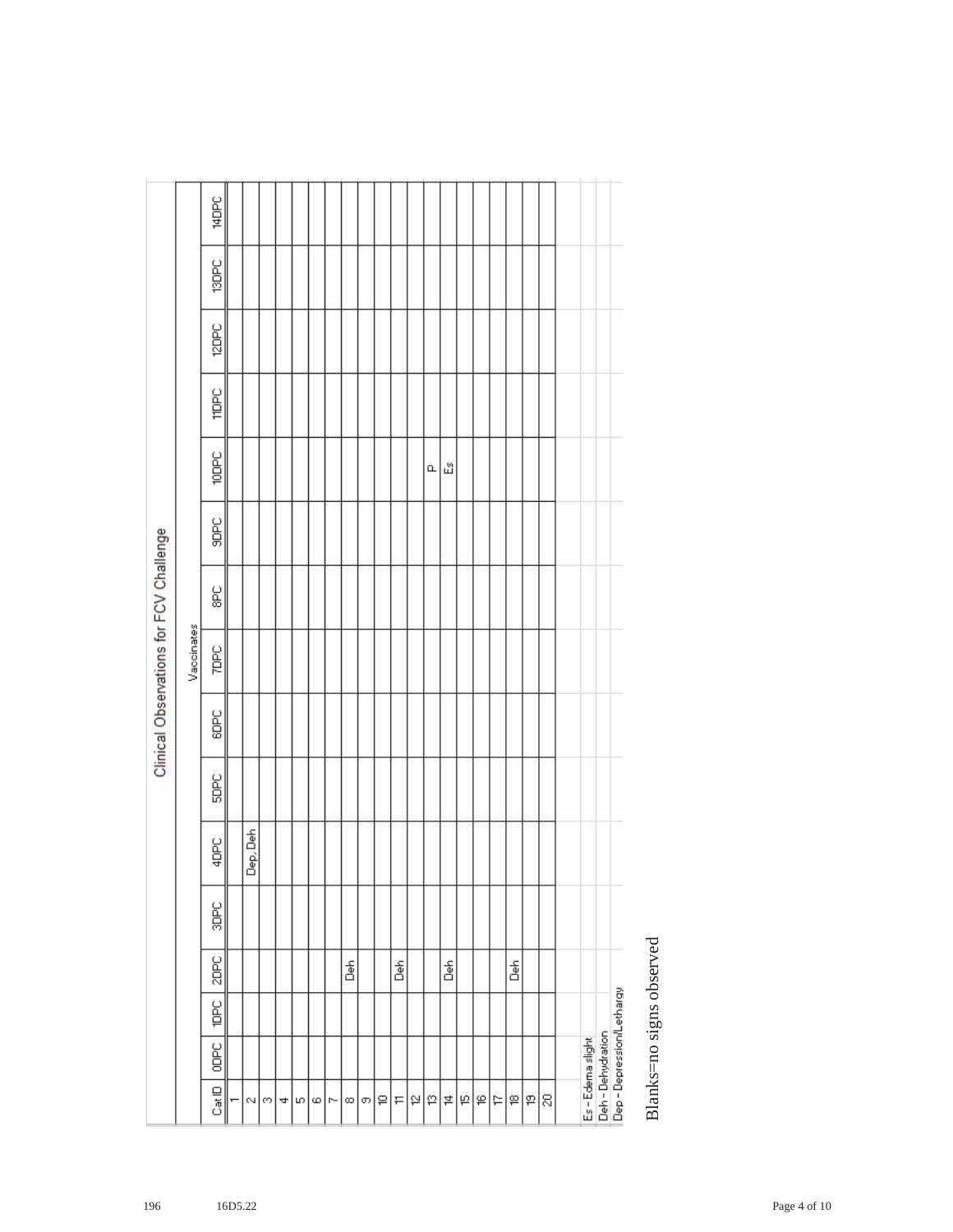# Clinical Observations for FCV Challenge

| Vaccinates | | | | | | | | | | | | | | |
|---|---|---|---|---|---|---|---|---|---|---|---|---|---|---|
| Cat ID | 0DPC | 1DPC | 2DPC | 3DPC | 4DPC | 5DPC | 6DPC | 7DPC | 8PC | 9DPC | 10DPC | 11DPC | 12DPC | 13DPC | 14DPC |
| 1 | | | | | | | | | | | | | | | |
| 2 | | | | | Dep, Deh | | | | | | | | | | |
| 3 | | | | | | | | | | | | | | | |
| 4 | | | | | | | | | | | | | | | |
| 5 | | | | | | | | | | | | | | | |
| 6 | | | | | | | | | | | | | | | |
| 7 | | | | | | | | | | | | | | | |
| 8 | | | Deh | | | | | | | | | | | | |
| 9 | | | | | | | | | | | | | | | |
| 10 | | | | | | | | | | | | | | | |
| 11 | | | Deh | | | | | | | | | | | | |
| 12 | | | | | | | | | | | | | | | |
| 13 | | | | | | | | | | | P | | | | |
| 14 | | | Deh | | | | | | | | Es | | | | |
| 15 | | | | | | | | | | | | | | | |
| 16 | | | | | | | | | | | | | | | |
| 17 | | | | | | | | | | | | | | | |
| 18 | | | Deh | | | | | | | | | | | | |
| 19 | | | | | | | | | | | | | | | |
| 20 | | | | | | | | | | | | | | | |

Es - Edema slight
Deh - Dehydration
Dep - Depression/Lethargy

Blanks=no signs observed

196 16D5.22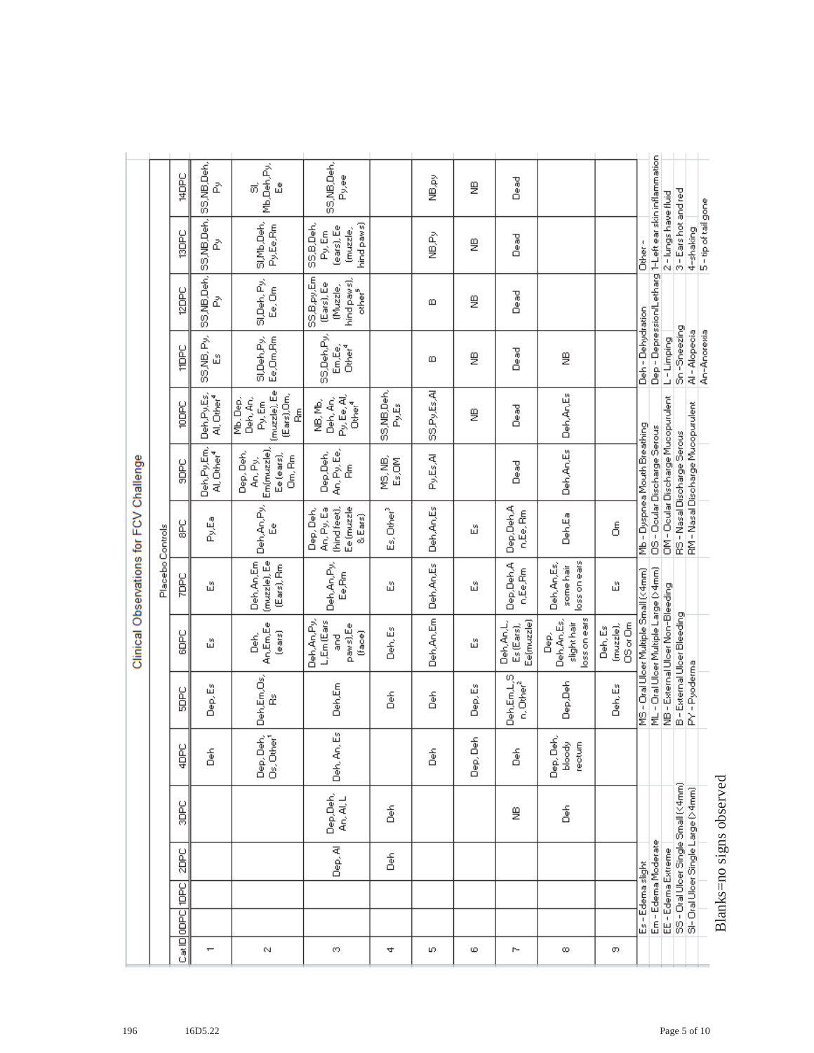## Clinical Observations for FCV Challenge

| Placebo Controls | | | | | | | | | | | | | | |
|---|---|---|---|---|---|---|---|---|---|---|---|---|---|---|
| Cat ID | 0DPC | 1DPC | 2DPC | 3DPC | 4DPC | 5DPC | 6DPC | 7DPC | 8PC | 9DPC | 10DPC | 11DPC | 12DPC | 13DPC | 14DPC |
| 1 | | | | | Deh | Dep, Es | Es | Es | Py,Ea | Deh,Py,Em, Al, Other[4] | Deh,Py,Es, Al, Other[4] | SS,NB,Py, Es | SS,NB,Deh, Py | SS,NB,Deh, Py | SS,NB,Deh, Py |
| 2 | | | | | Dep, Deh, Os, Other[1] | Deh,Em,Os, Rs | Deh, An,Em,Ee (ears) | Deh,An,Em (muzzle), Ee (Ears), Rm | Deh,An,Py, Ee | Dep, Deh, An, Py, Em(muzzle), Ee (ears), Om, Rm | Mb, Dep, Deh, An, Py, Em (muzzle), Ee (Ears),Om, Rm | Sl,Deh,Py, Ee,Om,Rm | Sl,Deh, Py, Ee, Om | Sl,Mb,Deh, Py,Ee,Rm | Sl, Mb,Deh,Py, Ee |
| 3 | | | Dep, Al | Dep,Deh, An, Al, L | Deh, An, Es | Deh,Em | Deh,An,Py, L,Em (Ears and paws),Ee (face) | Deh,An,Py, Ee,Rm | Dep, Deh, An, Py, Ea (hind feet), Ee (muzzle & Ears) | Dep,Deh, An, Py, Ee, Rm | NB, Mb, Deh, An, Py, Ee, Al, Other[4] | SS,Deh, Py, Em,Ee, Other[4] | SS,B,py,Em (Ears), Ee (Muzzle, hind paws), other[5] | SS,B,Deh, Py, Em (ears), Ee (muzzle, hind paws) | SS,NB,Deh, Py,ee |
| 4 | | | Deh | Deh | | Deh | Deh, Es | Es | Es, Other[3] | MS, NB, Es,OM | SS,NB,Deh, Py,Es | | | | |
| 5 | | | | | Deh | Deh | Deh,An,Em | Deh,An,Es | Deh,An,Es | Py,Es,Al | SS,Py,Es,Al | B | B | NB,Py | NB,py |
| 6 | | | | | Dep, Deh | Dep, Es | Es | Es | Es | | NB | NB | NB | NB | NB |
| 7 | | | | NB | Deh | Deh,Em,L,S n, Other[2] | Deh,An,L, Es (Ears), Ee(muzzle) | Dep,Deh,A n,Ee,Rm | Dep,Deh,A n,Ee, Rm | Dead | Dead | Dead | Dead | Dead | Dead |
| 8 | | | | Deh | Dep, Deh, bloody rectum | Dep,Deh | Dep, Deh,An,Es, slight hair loss on ears | Deh,An,Es, some hair loss on ears | Deh,Ea | Deh,An,Es | Deh,An,Es | NB | | | |
| 9 | | | | | | Deh, Es | Deh, Es (muzzle), OS or Om | Es | Om | | | | | | |

| | | | | |
|---|---|---|---|---|
| Es - Edema slight | MS - Oral Ulcer Multiple Small (<4mm) | Mb - Dyspnea Mouth Breathing | Deh - Dehydration | Other - |
| Em - Edema Moderate | ML - Oral Ulcer Multiple Large (>4mm) | OS - Ocular Discharge Serous | Dep - Depression/Lethargy | 1-Left ear skin inflammation |
| EE - Edema Extreme | NB - External Ulcer Non-Bleeding | OM - Ocular Discharge Mucopurulent | L - Limping | 2 - lungs have fluid |
| SS - Oral Ulcer Single Small (<4mm) | B - External Ulcer Bleeding | RS - Nasal Discharge Serous | Sn - Sneezing | 3 - Ears hot and red |
| Sl- Oral Ulcer Single Large (>4mm) | PY - Pyoderma | RM - Nasal Discharge Mucopurulent | Al - Alopecia | 4-shaking |
| | | | An-Anorexia | 5 - tip of tail gone |

Blanks=no signs observed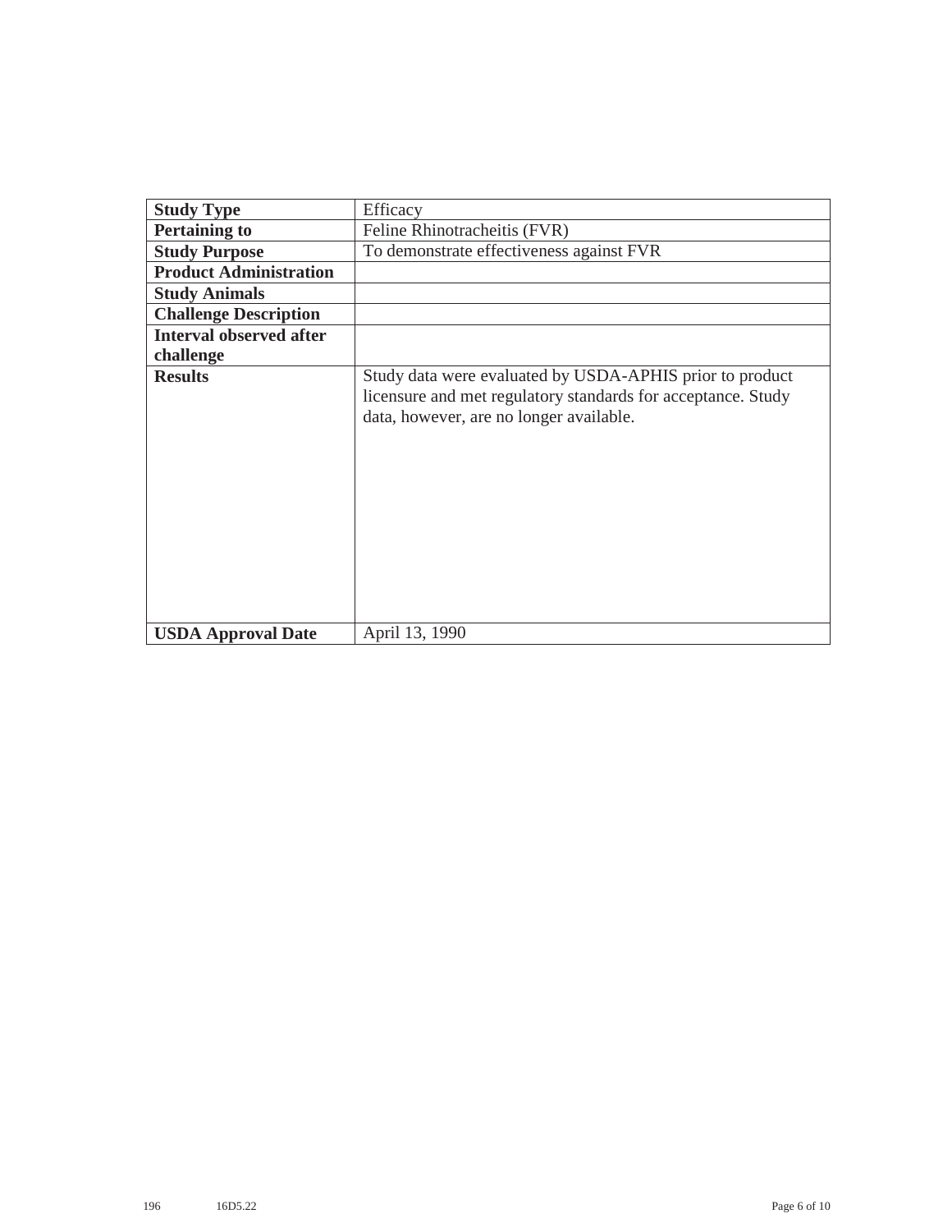| Study Type | Efficacy |
|---|---|
| **Pertaining to** | Feline Rhinotracheitis (FVR) |
| **Study Purpose** | To demonstrate effectiveness against FVR |
| **Product Administration** | |
| **Study Animals** | |
| **Challenge Description** | |
| **Interval observed after challenge** | |
| **Results** | Study data were evaluated by USDA-APHIS prior to product licensure and met regulatory standards for acceptance. Study data, however, are no longer available. |
| **USDA Approval Date** | April 13, 1990 |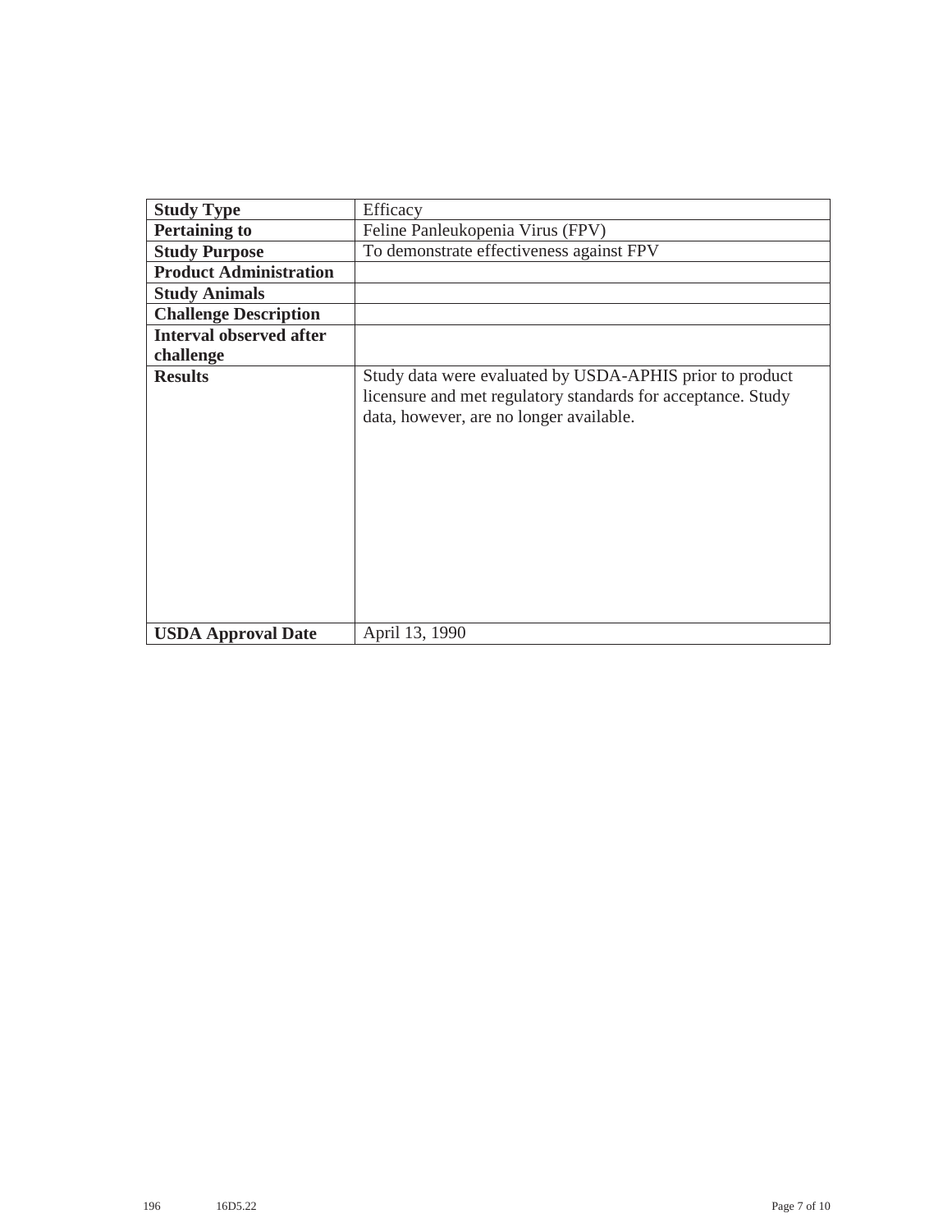| **Study Type** | Efficacy |
|---|---|
| **Pertaining to** | Feline Panleukopenia Virus (FPV) |
| **Study Purpose** | To demonstrate effectiveness against FPV |
| **Product Administration** | |
| **Study Animals** | |
| **Challenge Description** | |
| **Interval observed after challenge** | |
| **Results** | Study data were evaluated by USDA-APHIS prior to product licensure and met regulatory standards for acceptance. Study data, however, are no longer available. |
| **USDA Approval Date** | April 13, 1990 |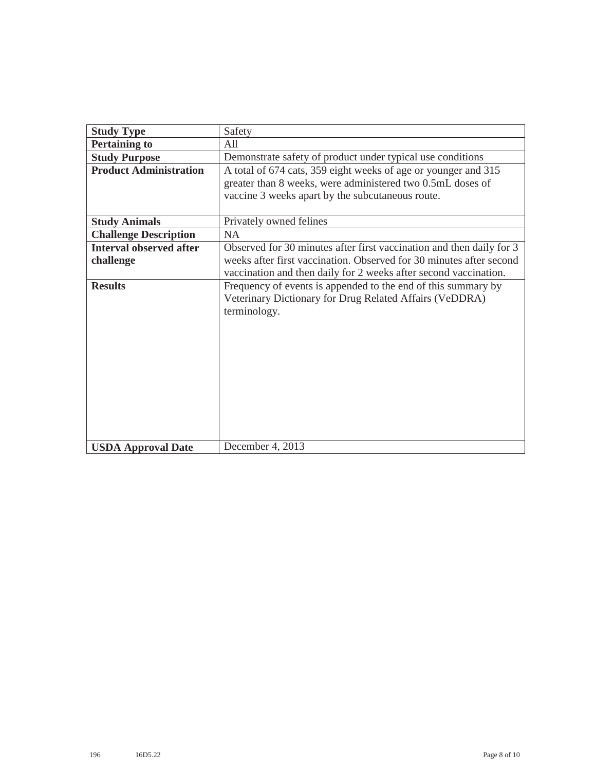| **Study Type** | Safety |
|---|---|
| **Pertaining to** | All |
| **Study Purpose** | Demonstrate safety of product under typical use conditions |
| **Product Administration** | A total of 674 cats, 359 eight weeks of age or younger and 315 greater than 8 weeks, were administered two 0.5mL doses of vaccine 3 weeks apart by the subcutaneous route. |
| **Study Animals** | Privately owned felines |
| **Challenge Description** | NA |
| **Interval observed after challenge** | Observed for 30 minutes after first vaccination and then daily for 3 weeks after first vaccination. Observed for 30 minutes after second vaccination and then daily for 2 weeks after second vaccination. |
| **Results** | Frequency of events is appended to the end of this summary by Veterinary Dictionary for Drug Related Affairs (VeDDRA) terminology. |
| **USDA Approval Date** | December 4, 2013 |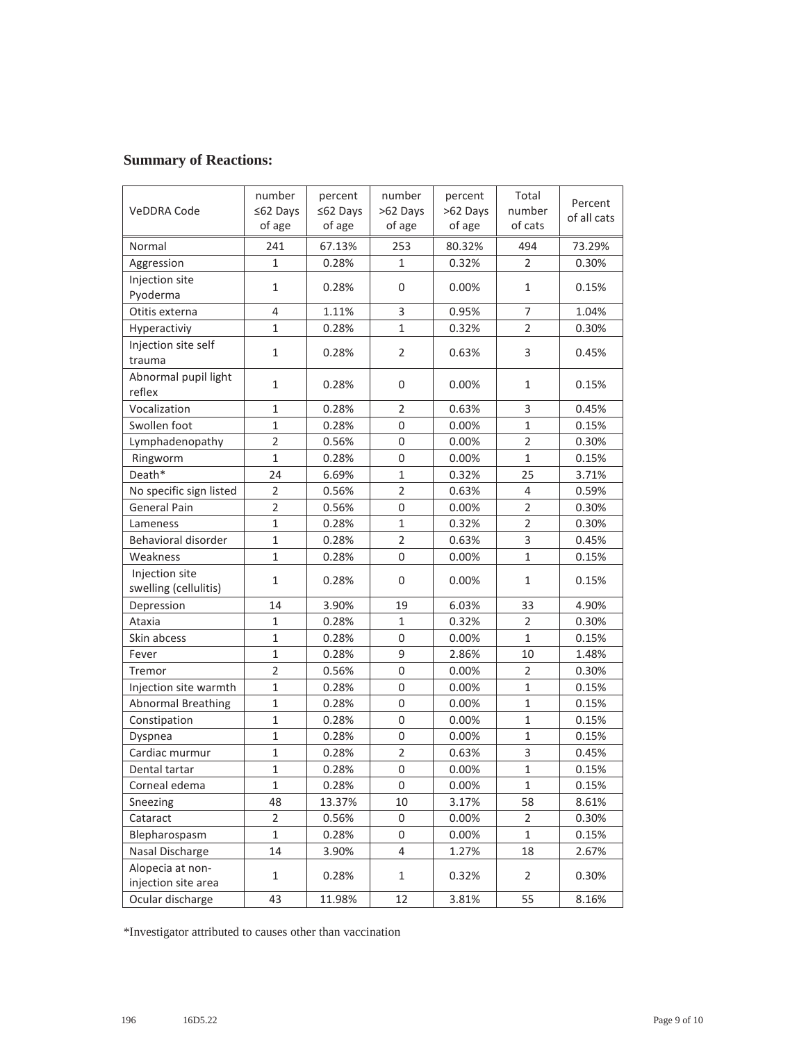**Summary of Reactions:**

| VeDDRA Code | number ≤62 Days of age | percent ≤62 Days of age | number >62 Days of age | percent >62 Days of age | Total number of cats | Percent of all cats |
|---|---|---|---|---|---|---|
| Normal | 241 | 67.13% | 253 | 80.32% | 494 | 73.29% |
| Aggression | 1 | 0.28% | 1 | 0.32% | 2 | 0.30% |
| Injection site Pyoderma | 1 | 0.28% | 0 | 0.00% | 1 | 0.15% |
| Otitis externa | 4 | 1.11% | 3 | 0.95% | 7 | 1.04% |
| Hyperactiviy | 1 | 0.28% | 1 | 0.32% | 2 | 0.30% |
| Injection site self trauma | 1 | 0.28% | 2 | 0.63% | 3 | 0.45% |
| Abnormal pupil light reflex | 1 | 0.28% | 0 | 0.00% | 1 | 0.15% |
| Vocalization | 1 | 0.28% | 2 | 0.63% | 3 | 0.45% |
| Swollen foot | 1 | 0.28% | 0 | 0.00% | 1 | 0.15% |
| Lymphadenopathy | 2 | 0.56% | 0 | 0.00% | 2 | 0.30% |
| Ringworm | 1 | 0.28% | 0 | 0.00% | 1 | 0.15% |
| Death* | 24 | 6.69% | 1 | 0.32% | 25 | 3.71% |
| No specific sign listed | 2 | 0.56% | 2 | 0.63% | 4 | 0.59% |
| General Pain | 2 | 0.56% | 0 | 0.00% | 2 | 0.30% |
| Lameness | 1 | 0.28% | 1 | 0.32% | 2 | 0.30% |
| Behavioral disorder | 1 | 0.28% | 2 | 0.63% | 3 | 0.45% |
| Weakness | 1 | 0.28% | 0 | 0.00% | 1 | 0.15% |
| Injection site swelling (cellulitis) | 1 | 0.28% | 0 | 0.00% | 1 | 0.15% |
| Depression | 14 | 3.90% | 19 | 6.03% | 33 | 4.90% |
| Ataxia | 1 | 0.28% | 1 | 0.32% | 2 | 0.30% |
| Skin abcess | 1 | 0.28% | 0 | 0.00% | 1 | 0.15% |
| Fever | 1 | 0.28% | 9 | 2.86% | 10 | 1.48% |
| Tremor | 2 | 0.56% | 0 | 0.00% | 2 | 0.30% |
| Injection site warmth | 1 | 0.28% | 0 | 0.00% | 1 | 0.15% |
| Abnormal Breathing | 1 | 0.28% | 0 | 0.00% | 1 | 0.15% |
| Constipation | 1 | 0.28% | 0 | 0.00% | 1 | 0.15% |
| Dyspnea | 1 | 0.28% | 0 | 0.00% | 1 | 0.15% |
| Cardiac murmur | 1 | 0.28% | 2 | 0.63% | 3 | 0.45% |
| Dental tartar | 1 | 0.28% | 0 | 0.00% | 1 | 0.15% |
| Corneal edema | 1 | 0.28% | 0 | 0.00% | 1 | 0.15% |
| Sneezing | 48 | 13.37% | 10 | 3.17% | 58 | 8.61% |
| Cataract | 2 | 0.56% | 0 | 0.00% | 2 | 0.30% |
| Blepharospasm | 1 | 0.28% | 0 | 0.00% | 1 | 0.15% |
| Nasal Discharge | 14 | 3.90% | 4 | 1.27% | 18 | 2.67% |
| Alopecia at non-injection site area | 1 | 0.28% | 1 | 0.32% | 2 | 0.30% |
| Ocular discharge | 43 | 11.98% | 12 | 3.81% | 55 | 8.16% |

*Investigator attributed to causes other than vaccination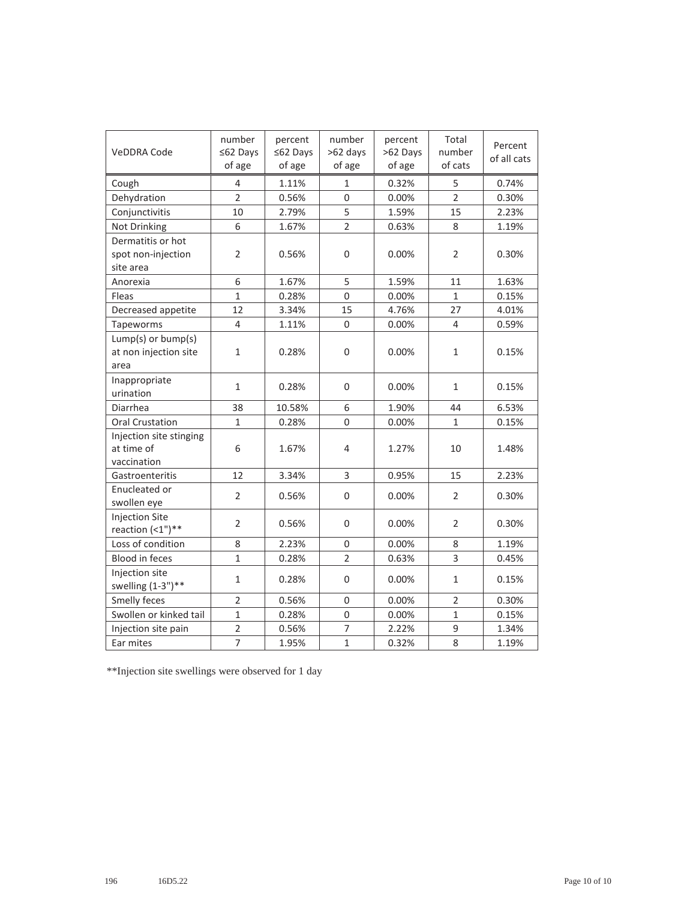| VeDDRA Code | number ≤62 Days of age | percent ≤62 Days of age | number >62 days of age | percent >62 Days of age | Total number of cats | Percent of all cats |
|---|---|---|---|---|---|---|
| Cough | 4 | 1.11% | 1 | 0.32% | 5 | 0.74% |
| Dehydration | 2 | 0.56% | 0 | 0.00% | 2 | 0.30% |
| Conjunctivitis | 10 | 2.79% | 5 | 1.59% | 15 | 2.23% |
| Not Drinking | 6 | 1.67% | 2 | 0.63% | 8 | 1.19% |
| Dermatitis or hot spot non-injection site area | 2 | 0.56% | 0 | 0.00% | 2 | 0.30% |
| Anorexia | 6 | 1.67% | 5 | 1.59% | 11 | 1.63% |
| Fleas | 1 | 0.28% | 0 | 0.00% | 1 | 0.15% |
| Decreased appetite | 12 | 3.34% | 15 | 4.76% | 27 | 4.01% |
| Tapeworms | 4 | 1.11% | 0 | 0.00% | 4 | 0.59% |
| Lump(s) or bump(s) at non injection site area | 1 | 0.28% | 0 | 0.00% | 1 | 0.15% |
| Inappropriate urination | 1 | 0.28% | 0 | 0.00% | 1 | 0.15% |
| Diarrhea | 38 | 10.58% | 6 | 1.90% | 44 | 6.53% |
| Oral Crustation | 1 | 0.28% | 0 | 0.00% | 1 | 0.15% |
| Injection site stinging at time of vaccination | 6 | 1.67% | 4 | 1.27% | 10 | 1.48% |
| Gastroenteritis | 12 | 3.34% | 3 | 0.95% | 15 | 2.23% |
| Enucleated or swollen eye | 2 | 0.56% | 0 | 0.00% | 2 | 0.30% |
| Injection Site reaction (<1")** | 2 | 0.56% | 0 | 0.00% | 2 | 0.30% |
| Loss of condition | 8 | 2.23% | 0 | 0.00% | 8 | 1.19% |
| Blood in feces | 1 | 0.28% | 2 | 0.63% | 3 | 0.45% |
| Injection site swelling (1-3")** | 1 | 0.28% | 0 | 0.00% | 1 | 0.15% |
| Smelly feces | 2 | 0.56% | 0 | 0.00% | 2 | 0.30% |
| Swollen or kinked tail | 1 | 0.28% | 0 | 0.00% | 1 | 0.15% |
| Injection site pain | 2 | 0.56% | 7 | 2.22% | 9 | 1.34% |
| Ear mites | 7 | 1.95% | 1 | 0.32% | 8 | 1.19% |

**Injection site swellings were observed for 1 day